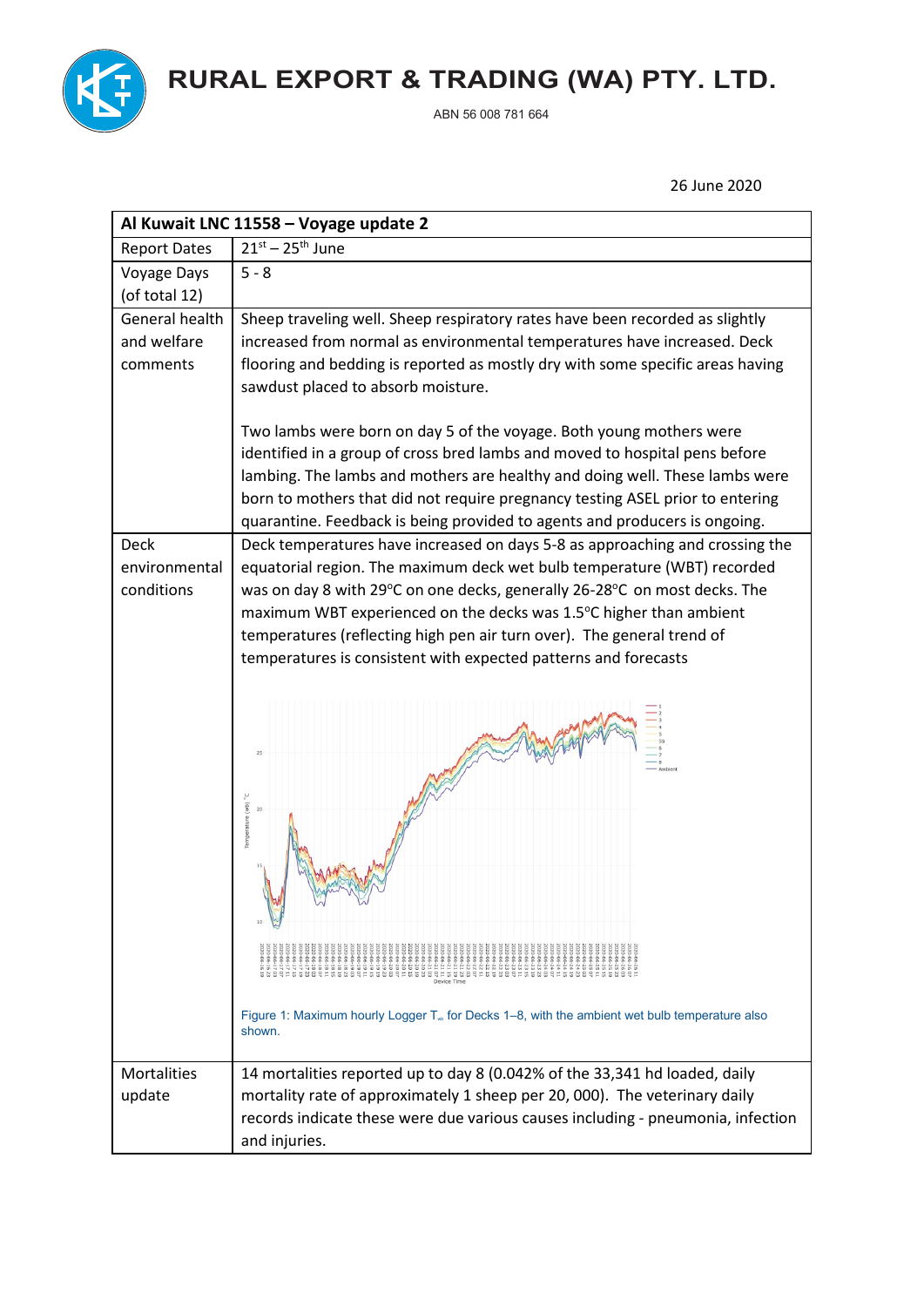# RURAL EXPORT & TRADING (WA) PTY. LTD.

ABN 56 008 781 664

26 June 2020

| Al Kuwait LNC 11558 – Voyage update 2 | |
|---|---|
| Report Dates | 21st – 25th June |
| Voyage Days (of total 12) | 5 - 8 |
| General health and welfare comments | Sheep traveling well. Sheep respiratory rates have been recorded as slightly increased from normal as environmental temperatures have increased. Deck flooring and bedding is reported as mostly dry with some specific areas having sawdust placed to absorb moisture.<br><br>Two lambs were born on day 5 of the voyage. Both young mothers were identified in a group of cross bred lambs and moved to hospital pens before lambing. The lambs and mothers are healthy and doing well. These lambs were born to mothers that did not require pregnancy testing ASEL prior to entering quarantine. Feedback is being provided to agents and producers is ongoing. |
| Deck environmental conditions | Deck temperatures have increased on days 5-8 as approaching and crossing the equatorial region. The maximum deck wet bulb temperature (WBT) recorded was on day 8 with 29°C on one decks, generally 26-28°C on most decks. The maximum WBT experienced on the decks was 1.5°C higher than ambient temperatures (reflecting high pen air turn over). The general trend of temperatures is consistent with expected patterns and forecasts<br><br>Figure 1: Maximum hourly Logger $T_{wb}$ for Decks 1–8, with the ambient wet bulb temperature also shown. |
| Mortalities update | 14 mortalities reported up to day 8 (0.042% of the 33,341 hd loaded, daily mortality rate of approximately 1 sheep per 20, 000). The veterinary daily records indicate these were due various causes including - pneumonia, infection and injuries. |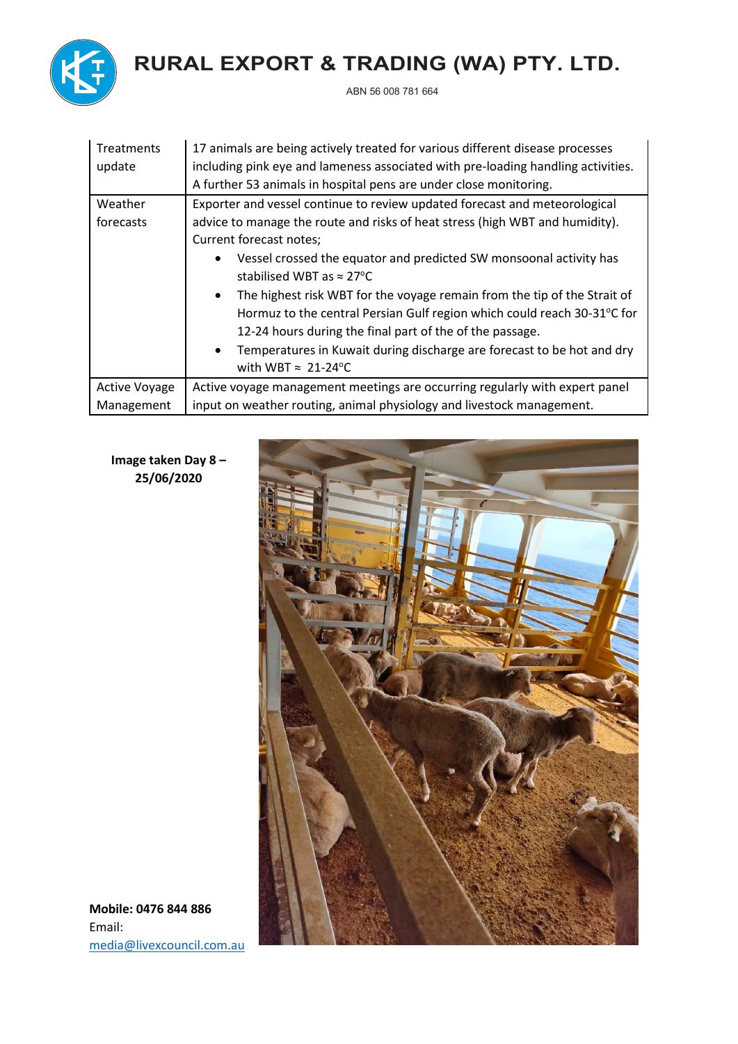# RURAL EXPORT & TRADING (WA) PTY. LTD.

ABN 56 008 781 664

| | |
|---|---|
| Treatments update | 17 animals are being actively treated for various different disease processes including pink eye and lameness associated with pre-loading handling activities. A further 53 animals in hospital pens are under close monitoring. |
| Weather forecasts | Exporter and vessel continue to review updated forecast and meteorological advice to manage the route and risks of heat stress (high WBT and humidity). Current forecast notes;<br>• Vessel crossed the equator and predicted SW monsoonal activity has stabilised WBT as ≈ 27°C<br>• The highest risk WBT for the voyage remain from the tip of the Strait of Hormuz to the central Persian Gulf region which could reach 30-31°C for 12-24 hours during the final part of the of the passage.<br>• Temperatures in Kuwait during discharge are forecast to be hot and dry with WBT ≈ 21-24°C |
| Active Voyage Management | Active voyage management meetings are occurring regularly with expert panel input on weather routing, animal physiology and livestock management. |

**Image taken Day 8 – 25/06/2020**

**Mobile: 0476 844 886**
Email:
media@livexcouncil.com.au